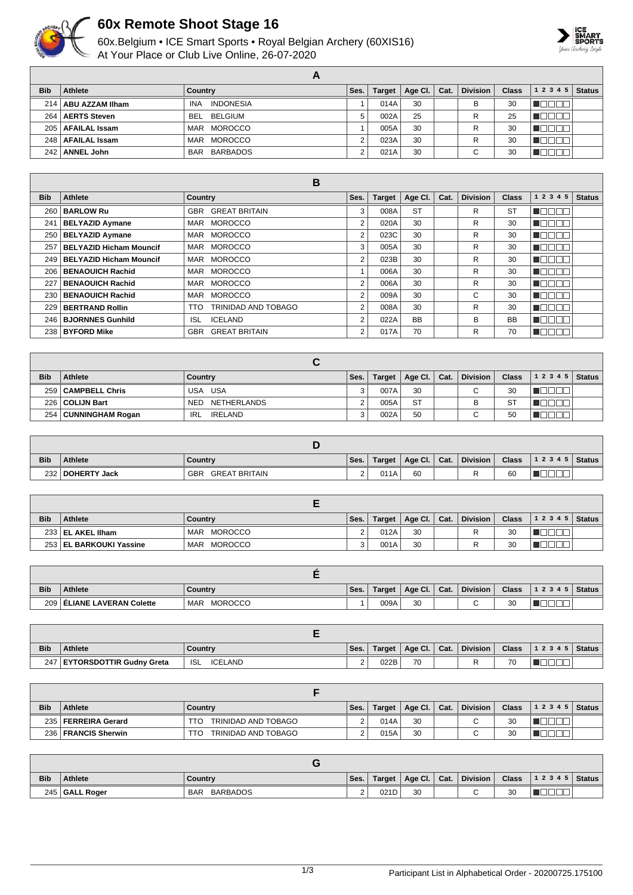# 60x Remote Shoot Stage 16

60x.Belgium • ICE Smart Sports • Royal Belgian Archery (60XIS16)
At Your Place or Club Live Online, 26-07-2020

## A

| Bib | Athlete | Country | Ses. | Target | Age Cl. | Cat. | Division | Class | 1 2 3 4 5 | Status |
|---|---|---|---|---|---|---|---|---|---|---|
| 214 | **ABU AZZAM Ilham** | INA INDONESIA | 1 | 014A | 30 | | B | 30 | | |
| 264 | **AERTS Steven** | BEL BELGIUM | 5 | 002A | 25 | | R | 25 | | |
| 205 | **AFAILAL Issam** | MAR MOROCCO | 1 | 005A | 30 | | R | 30 | | |
| 248 | **AFAILAL Issam** | MAR MOROCCO | 2 | 023A | 30 | | R | 30 | | |
| 242 | **ANNEL John** | BAR BARBADOS | 2 | 021A | 30 | | C | 30 | | |

## B

| Bib | Athlete | Country | Ses. | Target | Age Cl. | Cat. | Division | Class | 1 2 3 4 5 | Status |
|---|---|---|---|---|---|---|---|---|---|---|
| 260 | **BARLOW Ru** | GBR GREAT BRITAIN | 3 | 008A | ST | | R | ST | | |
| 241 | **BELYAZID Aymane** | MAR MOROCCO | 2 | 020A | 30 | | R | 30 | | |
| 250 | **BELYAZID Aymane** | MAR MOROCCO | 2 | 023C | 30 | | R | 30 | | |
| 257 | **BELYAZID Hicham Mouncif** | MAR MOROCCO | 3 | 005A | 30 | | R | 30 | | |
| 249 | **BELYAZID Hicham Mouncif** | MAR MOROCCO | 2 | 023B | 30 | | R | 30 | | |
| 206 | **BENAOUICH Rachid** | MAR MOROCCO | 1 | 006A | 30 | | R | 30 | | |
| 227 | **BENAOUICH Rachid** | MAR MOROCCO | 2 | 006A | 30 | | R | 30 | | |
| 230 | **BENAOUICH Rachid** | MAR MOROCCO | 2 | 009A | 30 | | C | 30 | | |
| 229 | **BERTRAND Rollin** | TTO TRINIDAD AND TOBAGO | 2 | 008A | 30 | | R | 30 | | |
| 246 | **BJORNNES Gunhild** | ISL ICELAND | 2 | 022A | BB | | B | BB | | |
| 238 | **BYFORD Mike** | GBR GREAT BRITAIN | 2 | 017A | 70 | | R | 70 | | |

## C

| Bib | Athlete | Country | Ses. | Target | Age Cl. | Cat. | Division | Class | 1 2 3 4 5 | Status |
|---|---|---|---|---|---|---|---|---|---|---|
| 259 | **CAMPBELL Chris** | USA USA | 3 | 007A | 30 | | C | 30 | | |
| 226 | **COLIJN Bart** | NED NETHERLANDS | 2 | 005A | ST | | B | ST | | |
| 254 | **CUNNINGHAM Rogan** | IRL IRELAND | 3 | 002A | 50 | | C | 50 | | |

## D

| Bib | Athlete | Country | Ses. | Target | Age Cl. | Cat. | Division | Class | 1 2 3 4 5 | Status |
|---|---|---|---|---|---|---|---|---|---|---|
| 232 | **DOHERTY Jack** | GBR GREAT BRITAIN | 2 | 011A | 60 | | R | 60 | | |

## E

| Bib | Athlete | Country | Ses. | Target | Age Cl. | Cat. | Division | Class | 1 2 3 4 5 | Status |
|---|---|---|---|---|---|---|---|---|---|---|
| 233 | **EL AKEL Ilham** | MAR MOROCCO | 2 | 012A | 30 | | R | 30 | | |
| 253 | **EL BARKOUKI Yassine** | MAR MOROCCO | 3 | 001A | 30 | | R | 30 | | |

## É

| Bib | Athlete | Country | Ses. | Target | Age Cl. | Cat. | Division | Class | 1 2 3 4 5 | Status |
|---|---|---|---|---|---|---|---|---|---|---|
| 209 | **ÉLIANE LAVERAN Colette** | MAR MOROCCO | 1 | 009A | 30 | | C | 30 | | |

## E

| Bib | Athlete | Country | Ses. | Target | Age Cl. | Cat. | Division | Class | 1 2 3 4 5 | Status |
|---|---|---|---|---|---|---|---|---|---|---|
| 247 | **EYTORSDOTTIR Gudny Greta** | ISL ICELAND | 2 | 022B | 70 | | R | 70 | | |

## F

| Bib | Athlete | Country | Ses. | Target | Age Cl. | Cat. | Division | Class | 1 2 3 4 5 | Status |
|---|---|---|---|---|---|---|---|---|---|---|
| 235 | **FERREIRA Gerard** | TTO TRINIDAD AND TOBAGO | 2 | 014A | 30 | | C | 30 | | |
| 236 | **FRANCIS Sherwin** | TTO TRINIDAD AND TOBAGO | 2 | 015A | 30 | | C | 30 | | |

## G

| Bib | Athlete | Country | Ses. | Target | Age Cl. | Cat. | Division | Class | 1 2 3 4 5 | Status |
|---|---|---|---|---|---|---|---|---|---|---|
| 245 | **GALL Roger** | BAR BARBADOS | 2 | 021D | 30 | | C | 30 | | |

Participant List in Alphabetical Order - 20200725.175100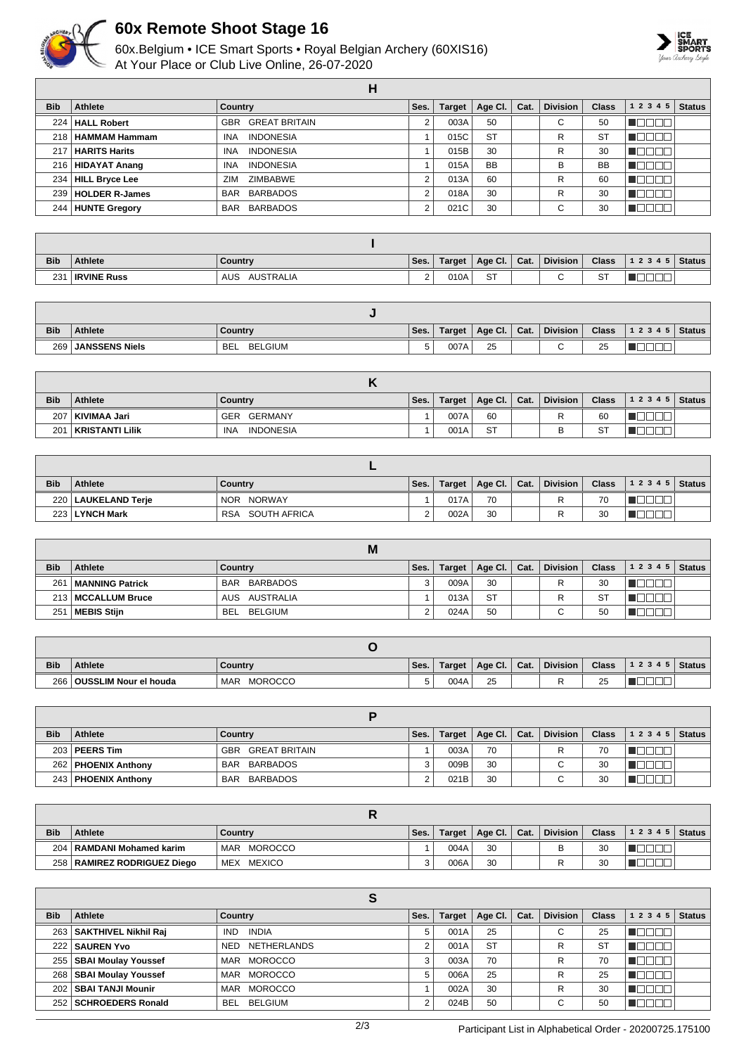# 60x Remote Shoot Stage 16

60x.Belgium • ICE Smart Sports • Royal Belgian Archery (60XIS16)
At Your Place or Club Live Online, 26-07-2020

## H

| Bib | Athlete | Country | Ses. | Target | Age Cl. | Cat. | Division | Class | 1 2 3 4 5 | Status |
|---|---|---|---|---|---|---|---|---|---|---|
| 224 | **HALL Robert** | GBR GREAT BRITAIN | 2 | 003A | 50 | | C | 50 | | |
| 218 | **HAMMAM Hammam** | INA INDONESIA | 1 | 015C | ST | | R | ST | | |
| 217 | **HARITS Harits** | INA INDONESIA | 1 | 015B | 30 | | R | 30 | | |
| 216 | **HIDAYAT Anang** | INA INDONESIA | 1 | 015A | BB | | B | BB | | |
| 234 | **HILL Bryce Lee** | ZIM ZIMBABWE | 2 | 013A | 60 | | R | 60 | | |
| 239 | **HOLDER R-James** | BAR BARBADOS | 2 | 018A | 30 | | R | 30 | | |
| 244 | **HUNTE Gregory** | BAR BARBADOS | 2 | 021C | 30 | | C | 30 | | |

## I

| Bib | Athlete | Country | Ses. | Target | Age Cl. | Cat. | Division | Class | 1 2 3 4 5 | Status |
|---|---|---|---|---|---|---|---|---|---|---|
| 231 | **IRVINE Russ** | AUS AUSTRALIA | 2 | 010A | ST | | C | ST | | |

## J

| Bib | Athlete | Country | Ses. | Target | Age Cl. | Cat. | Division | Class | 1 2 3 4 5 | Status |
|---|---|---|---|---|---|---|---|---|---|---|
| 269 | **JANSSENS Niels** | BEL BELGIUM | 5 | 007A | 25 | | C | 25 | | |

## K

| Bib | Athlete | Country | Ses. | Target | Age Cl. | Cat. | Division | Class | 1 2 3 4 5 | Status |
|---|---|---|---|---|---|---|---|---|---|---|
| 207 | **KIVIMAA Jari** | GER GERMANY | 1 | 007A | 60 | | R | 60 | | |
| 201 | **KRISTANTI Lilik** | INA INDONESIA | 1 | 001A | ST | | B | ST | | |

## L

| Bib | Athlete | Country | Ses. | Target | Age Cl. | Cat. | Division | Class | 1 2 3 4 5 | Status |
|---|---|---|---|---|---|---|---|---|---|---|
| 220 | **LAUKELAND Terje** | NOR NORWAY | 1 | 017A | 70 | | R | 70 | | |
| 223 | **LYNCH Mark** | RSA SOUTH AFRICA | 2 | 002A | 30 | | R | 30 | | |

## M

| Bib | Athlete | Country | Ses. | Target | Age Cl. | Cat. | Division | Class | 1 2 3 4 5 | Status |
|---|---|---|---|---|---|---|---|---|---|---|
| 261 | **MANNING Patrick** | BAR BARBADOS | 3 | 009A | 30 | | R | 30 | | |
| 213 | **MCCALLUM Bruce** | AUS AUSTRALIA | 1 | 013A | ST | | R | ST | | |
| 251 | **MEBIS Stijn** | BEL BELGIUM | 2 | 024A | 50 | | C | 50 | | |

## O

| Bib | Athlete | Country | Ses. | Target | Age Cl. | Cat. | Division | Class | 1 2 3 4 5 | Status |
|---|---|---|---|---|---|---|---|---|---|---|
| 266 | **OUSSLIM Nour el houda** | MAR MOROCCO | 5 | 004A | 25 | | R | 25 | | |

## P

| Bib | Athlete | Country | Ses. | Target | Age Cl. | Cat. | Division | Class | 1 2 3 4 5 | Status |
|---|---|---|---|---|---|---|---|---|---|---|
| 203 | **PEERS Tim** | GBR GREAT BRITAIN | 1 | 003A | 70 | | R | 70 | | |
| 262 | **PHOENIX Anthony** | BAR BARBADOS | 3 | 009B | 30 | | C | 30 | | |
| 243 | **PHOENIX Anthony** | BAR BARBADOS | 2 | 021B | 30 | | C | 30 | | |

## R

| Bib | Athlete | Country | Ses. | Target | Age Cl. | Cat. | Division | Class | 1 2 3 4 5 | Status |
|---|---|---|---|---|---|---|---|---|---|---|
| 204 | **RAMDANI Mohamed karim** | MAR MOROCCO | 1 | 004A | 30 | | B | 30 | | |
| 258 | **RAMIREZ RODRIGUEZ Diego** | MEX MEXICO | 3 | 006A | 30 | | R | 30 | | |

## S

| Bib | Athlete | Country | Ses. | Target | Age Cl. | Cat. | Division | Class | 1 2 3 4 5 | Status |
|---|---|---|---|---|---|---|---|---|---|---|
| 263 | **SAKTHIVEL Nikhil Raj** | IND INDIA | 5 | 001A | 25 | | C | 25 | | |
| 222 | **SAUREN Yvo** | NED NETHERLANDS | 2 | 001A | ST | | R | ST | | |
| 255 | **SBAI Moulay Youssef** | MAR MOROCCO | 3 | 003A | 70 | | R | 70 | | |
| 268 | **SBAI Moulay Youssef** | MAR MOROCCO | 5 | 006A | 25 | | R | 25 | | |
| 202 | **SBAI TANJI Mounir** | MAR MOROCCO | 1 | 002A | 30 | | R | 30 | | |
| 252 | **SCHROEDERS Ronald** | BEL BELGIUM | 2 | 024B | 50 | | C | 50 | | |

Participant List in Alphabetical Order - 20200725.175100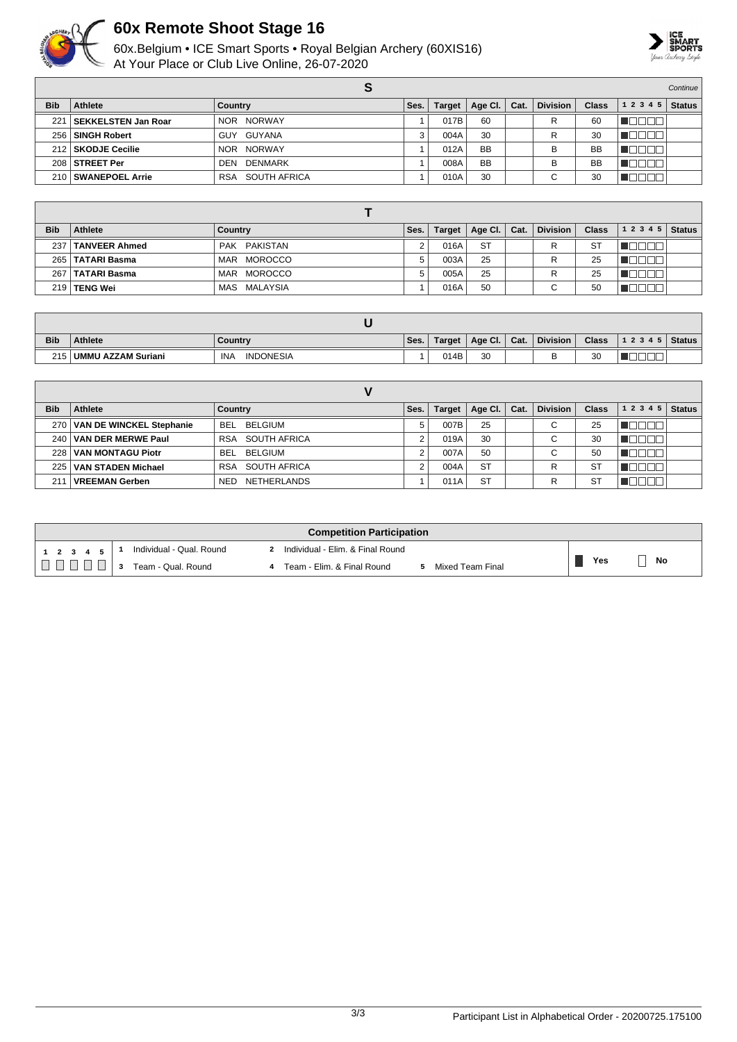# 60x Remote Shoot Stage 16

60x.Belgium • ICE Smart Sports • Royal Belgian Archery (60XIS16)
At Your Place or Club Live Online, 26-07-2020

## S

*Continue*

| Bib | Athlete | Country | Ses. | Target | Age Cl. | Cat. | Division | Class | 1 2 3 4 5 | Status |
|---|---|---|---|---|---|---|---|---|---|---|
| 221 | **SEKKELSTEN Jan Roar** | NOR NORWAY | 1 | 017B | 60 | | R | 60 | ■□□□□ | |
| 256 | **SINGH Robert** | GUY GUYANA | 3 | 004A | 30 | | R | 30 | ■□□□□ | |
| 212 | **SKODJE Cecilie** | NOR NORWAY | 1 | 012A | BB | | B | BB | ■□□□□ | |
| 208 | **STREET Per** | DEN DENMARK | 1 | 008A | BB | | B | BB | ■□□□□ | |
| 210 | **SWANEPOEL Arrie** | RSA SOUTH AFRICA | 1 | 010A | 30 | | C | 30 | ■□□□□ | |

## T

| Bib | Athlete | Country | Ses. | Target | Age Cl. | Cat. | Division | Class | 1 2 3 4 5 | Status |
|---|---|---|---|---|---|---|---|---|---|---|
| 237 | **TANVEER Ahmed** | PAK PAKISTAN | 2 | 016A | ST | | R | ST | ■□□□□ | |
| 265 | **TATARI Basma** | MAR MOROCCO | 5 | 003A | 25 | | R | 25 | ■□□□□ | |
| 267 | **TATARI Basma** | MAR MOROCCO | 5 | 005A | 25 | | R | 25 | ■□□□□ | |
| 219 | **TENG Wei** | MAS MALAYSIA | 1 | 016A | 50 | | C | 50 | ■□□□□ | |

## U

| Bib | Athlete | Country | Ses. | Target | Age Cl. | Cat. | Division | Class | 1 2 3 4 5 | Status |
|---|---|---|---|---|---|---|---|---|---|---|
| 215 | **UMMU AZZAM Suriani** | INA INDONESIA | 1 | 014B | 30 | | B | 30 | ■□□□□ | |

## V

| Bib | Athlete | Country | Ses. | Target | Age Cl. | Cat. | Division | Class | 1 2 3 4 5 | Status |
|---|---|---|---|---|---|---|---|---|---|---|
| 270 | **VAN DE WINCKEL Stephanie** | BEL BELGIUM | 5 | 007B | 25 | | C | 25 | ■□□□□ | |
| 240 | **VAN DER MERWE Paul** | RSA SOUTH AFRICA | 2 | 019A | 30 | | C | 30 | ■□□□□ | |
| 228 | **VAN MONTAGU Piotr** | BEL BELGIUM | 2 | 007A | 50 | | C | 50 | ■□□□□ | |
| 225 | **VAN STADEN Michael** | RSA SOUTH AFRICA | 2 | 004A | ST | | R | ST | ■□□□□ | |
| 211 | **VREEMAN Gerben** | NED NETHERLANDS | 1 | 011A | ST | | R | ST | ■□□□□ | |

**Competition Participation**

| 1 2 3 4 5 | | | |
|---|---|---|---|
| □□□□□ | 1 Individual - Qual. Round | 2 Individual - Elim. & Final Round | ■ Yes □ No |
| | 3 Team - Qual. Round | 4 Team - Elim. & Final Round 5 Mixed Team Final | |

Participant List in Alphabetical Order - 20200725.175100